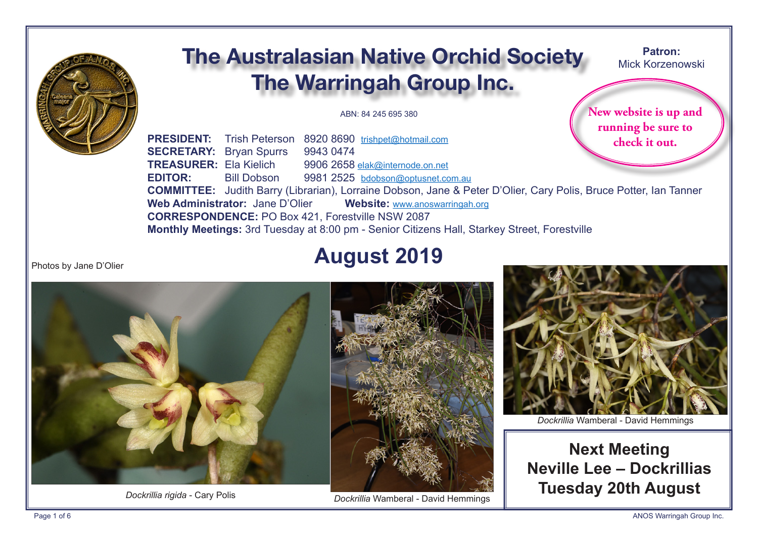# The Australasian Native Orchid Society
# The Warringah Group Inc.

**Patron:** Mick Korzenowski

New website is up and running be sure to check it out.

ABN: 84 245 695 380

**PRESIDENT:** Trish Peterson 8920 8690 trishpet@hotmail.com
**SECRETARY:** Bryan Spurrs 9943 0474
**TREASURER:** Ela Kielich 9906 2658 elak@internode.on.net
**EDITOR:** Bill Dobson 9981 2525 bdobson@optusnet.com.au
**COMMITTEE:** Judith Barry (Librarian), Lorraine Dobson, Jane & Peter D'Olier, Cary Polis, Bruce Potter, Ian Tanner
**Web Administrator:** Jane D'Olier **Website:** www.anoswarringah.org
**CORRESPONDENCE:** PO Box 421, Forestville NSW 2087
**Monthly Meetings:** 3rd Tuesday at 8:00 pm - Senior Citizens Hall, Starkey Street, Forestville

## August 2019

Photos by Jane D'Olier

*Dockrillia rigida* - Cary Polis

*Dockrillia* Wamberal - David Hemmings

*Dockrillia* Wamberal - David Hemmings

**Next Meeting**
**Neville Lee – Dockrillias**
**Tuesday 20th August**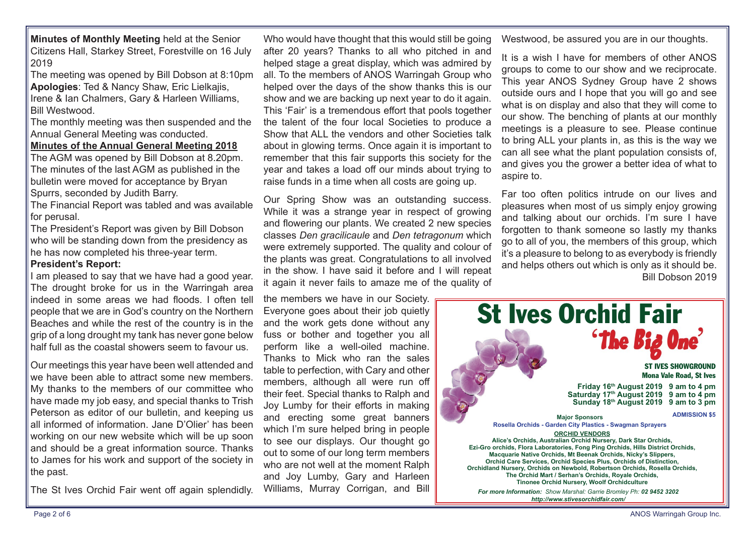**Minutes of Monthly Meeting** held at the Senior Citizens Hall, Starkey Street, Forestville on 16 July 2019

The meeting was opened by Bill Dobson at 8:10pm

**Apologies**: Ted & Nancy Shaw, Eric Lielkajis, Irene & Ian Chalmers, Gary & Harleen Williams, Bill Westwood.

The monthly meeting was then suspended and the Annual General Meeting was conducted.

**Minutes of the Annual General Meeting 2018**

The AGM was opened by Bill Dobson at 8.20pm.

The minutes of the last AGM as published in the bulletin were moved for acceptance by Bryan Spurrs, seconded by Judith Barry.

The Financial Report was tabled and was available for perusal.

The President's Report was given by Bill Dobson who will be standing down from the presidency as he has now completed his three-year term.

**President's Report:**

I am pleased to say that we have had a good year. The drought broke for us in the Warringah area indeed in some areas we had floods. I often tell people that we are in God's country on the Northern Beaches and while the rest of the country is in the grip of a long drought my tank has never gone below half full as the coastal showers seem to favour us.

Our meetings this year have been well attended and we have been able to attract some new members. My thanks to the members of our committee who have made my job easy, and special thanks to Trish Peterson as editor of our bulletin, and keeping us all informed of information. Jane D'Olier' has been working on our new website which will be up soon and should be a great information source. Thanks to James for his work and support of the society in the past.

The St Ives Orchid Fair went off again splendidly. Who would have thought that this would still be going after 20 years? Thanks to all who pitched in and helped stage a great display, which was admired by all. To the members of ANOS Warringah Group who helped over the days of the show thanks this is our show and we are backing up next year to do it again. This 'Fair' is a tremendous effort that pools together the talent of the four local Societies to produce a Show that ALL the vendors and other Societies talk about in glowing terms. Once again it is important to remember that this fair supports this society for the year and takes a load off our minds about trying to raise funds in a time when all costs are going up.

Our Spring Show was an outstanding success. While it was a strange year in respect of growing and flowering our plants. We created 2 new species classes *Den gracilicaule* and *Den tetragonum* which were extremely supported. The quality and colour of the plants was great. Congratulations to all involved in the show. I have said it before and I will repeat it again it never fails to amaze me of the quality of the members we have in our Society. Everyone goes about their job quietly and the work gets done without any fuss or bother and together you all perform like a well-oiled machine. Thanks to Mick who ran the sales table to perfection, with Cary and other members, although all were run off their feet. Special thanks to Ralph and Joy Lumby for their efforts in making and erecting some great banners which I'm sure helped bring in people to see our displays. Our thought go out to some of our long term members who are not well at the moment Ralph and Joy Lumby, Gary and Harleen Williams, Murray Corrigan, and Bill Westwood, be assured you are in our thoughts.

It is a wish I have for members of other ANOS groups to come to our show and we reciprocate. This year ANOS Sydney Group have 2 shows outside ours and I hope that you will go and see what is on display and also that they will come to our show. The benching of plants at our monthly meetings is a pleasure to see. Please continue to bring ALL your plants in, as this is the way we can all see what the plant population consists of, and gives you the grower a better idea of what to aspire to.

Far too often politics intrude on our lives and pleasures when most of us simply enjoy growing and talking about our orchids. I'm sure I have forgotten to thank someone so lastly my thanks go to all of you, the members of this group, which it's a pleasure to belong to as everybody is friendly and helps others out which is only as it should be.

Bill Dobson 2019

## St Ives Orchid Fair 'The Big One'

**ST IVES SHOWGROUND**
**Mona Vale Road, St Ives**

**Friday 16th August 2019 9 am to 4 pm**
**Saturday 17th August 2019 9 am to 4 pm**
**Sunday 18th August 2019 9 am to 3 pm**

**ADMISSION $5**

**Major Sponsors**
**Rosella Orchids - Garden City Plastics - Swagman Sprayers**

**ORCHID VENDORS**
**Alice's Orchids, Australian Orchid Nursery, Dark Star Orchids, Ezi-Gro orchids, Flora Laboratories, Fong Ping Orchids, Hills District Orchids, Macquarie Native Orchids, Mt Beenak Orchids, Nicky's Slippers, Orchid Care Services, Orchid Species Plus, Orchids of Distinction, Orchidland Nursery, Orchids on Newbold, Robertson Orchids, Rosella Orchids, The Orchid Mart / Serhan's Orchids, Royale Orchids, Tinonee Orchid Nursery, Woolf Orchidculture**

***For more Information:** Show Marshal: Garrie Bromley Ph: **02 9452 3202***
***http://www.stivesorchidfair.com/***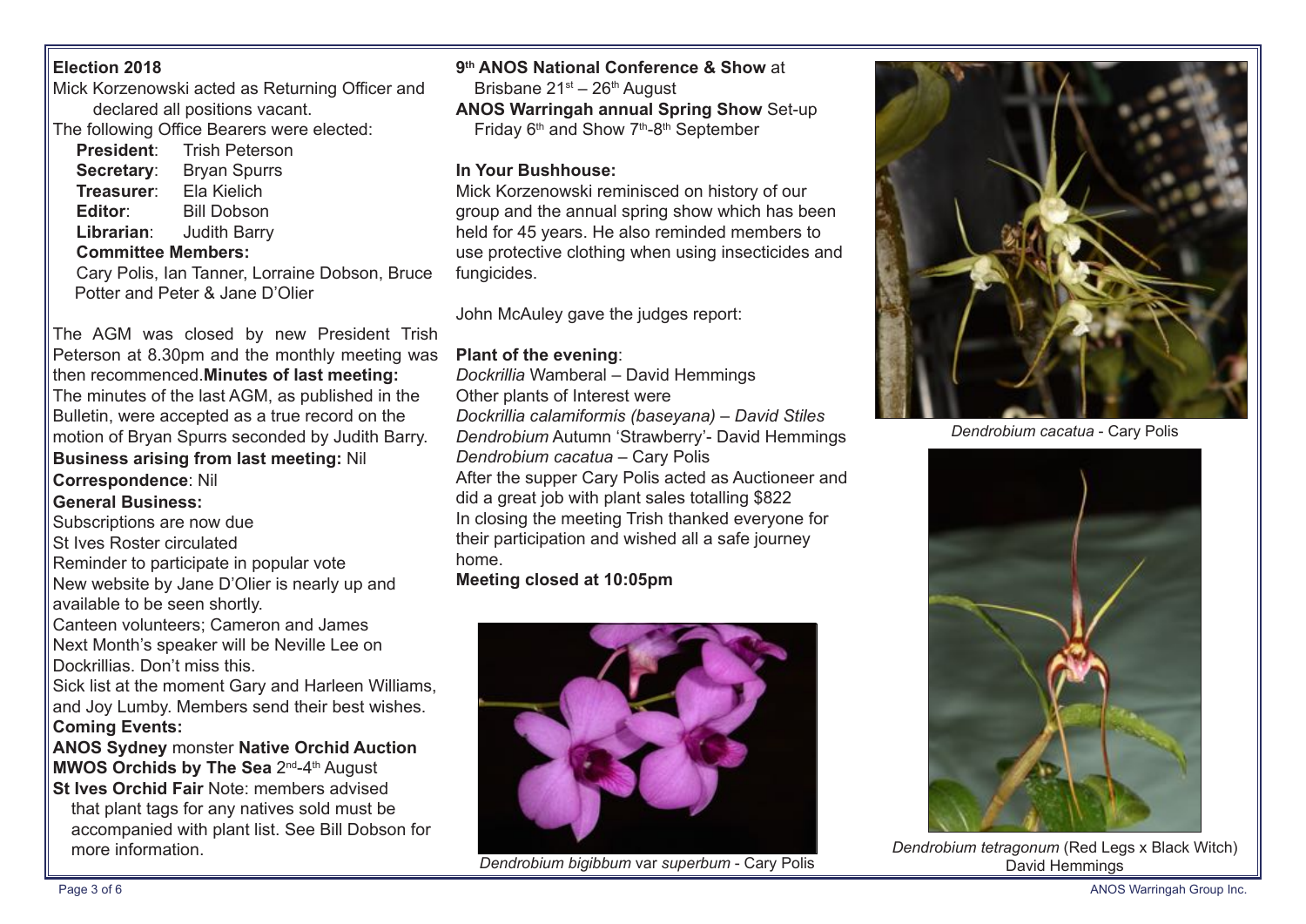**Election 2018**

Mick Korzenowski acted as Returning Officer and declared all positions vacant.

The following Office Bearers were elected:

- **President**: Trish Peterson
- **Secretary**: Bryan Spurrs
- **Treasurer**: Ela Kielich
- **Editor**: Bill Dobson
- **Librarian**: Judith Barry

**Committee Members:**

Cary Polis, Ian Tanner, Lorraine Dobson, Bruce Potter and Peter & Jane D'Olier

The AGM was closed by new President Trish Peterson at 8.30pm and the monthly meeting was then recommenced.**Minutes of last meeting:** The minutes of the last AGM, as published in the Bulletin, were accepted as a true record on the motion of Bryan Spurrs seconded by Judith Barry.

**Business arising from last meeting:** Nil

**Correspondence**: Nil

**General Business:**

Subscriptions are now due

St Ives Roster circulated

Reminder to participate in popular vote

New website by Jane D'Olier is nearly up and available to be seen shortly.

Canteen volunteers; Cameron and James

Next Month's speaker will be Neville Lee on Dockrillias. Don't miss this.

Sick list at the moment Gary and Harleen Williams, and Joy Lumby. Members send their best wishes.

**Coming Events:**

**ANOS Sydney** monster **Native Orchid Auction**

**MWOS Orchids by The Sea** 2nd-4th August

**St Ives Orchid Fair** Note: members advised that plant tags for any natives sold must be accompanied with plant list. See Bill Dobson for more information.

**9th ANOS National Conference & Show** at Brisbane 21st – 26th August

**ANOS Warringah annual Spring Show** Set-up Friday 6th and Show 7th-8th September

**In Your Bushhouse:**

Mick Korzenowski reminisced on history of our group and the annual spring show which has been held for 45 years. He also reminded members to use protective clothing when using insecticides and fungicides.

John McAuley gave the judges report:

**Plant of the evening**:

*Dockrillia* Wamberal – David Hemmings

Other plants of Interest were

*Dockrillia calamiformis (baseyana) – David Stiles*

*Dendrobium* Autumn 'Strawberry'- David Hemmings

*Dendrobium cacatua* – Cary Polis

After the supper Cary Polis acted as Auctioneer and did a great job with plant sales totalling $822

In closing the meeting Trish thanked everyone for their participation and wished all a safe journey home.

**Meeting closed at 10:05pm**

*Dendrobium bigibbum* var *superbum* - Cary Polis

*Dendrobium cacatua* - Cary Polis

*Dendrobium tetragonum* (Red Legs x Black Witch) David Hemmings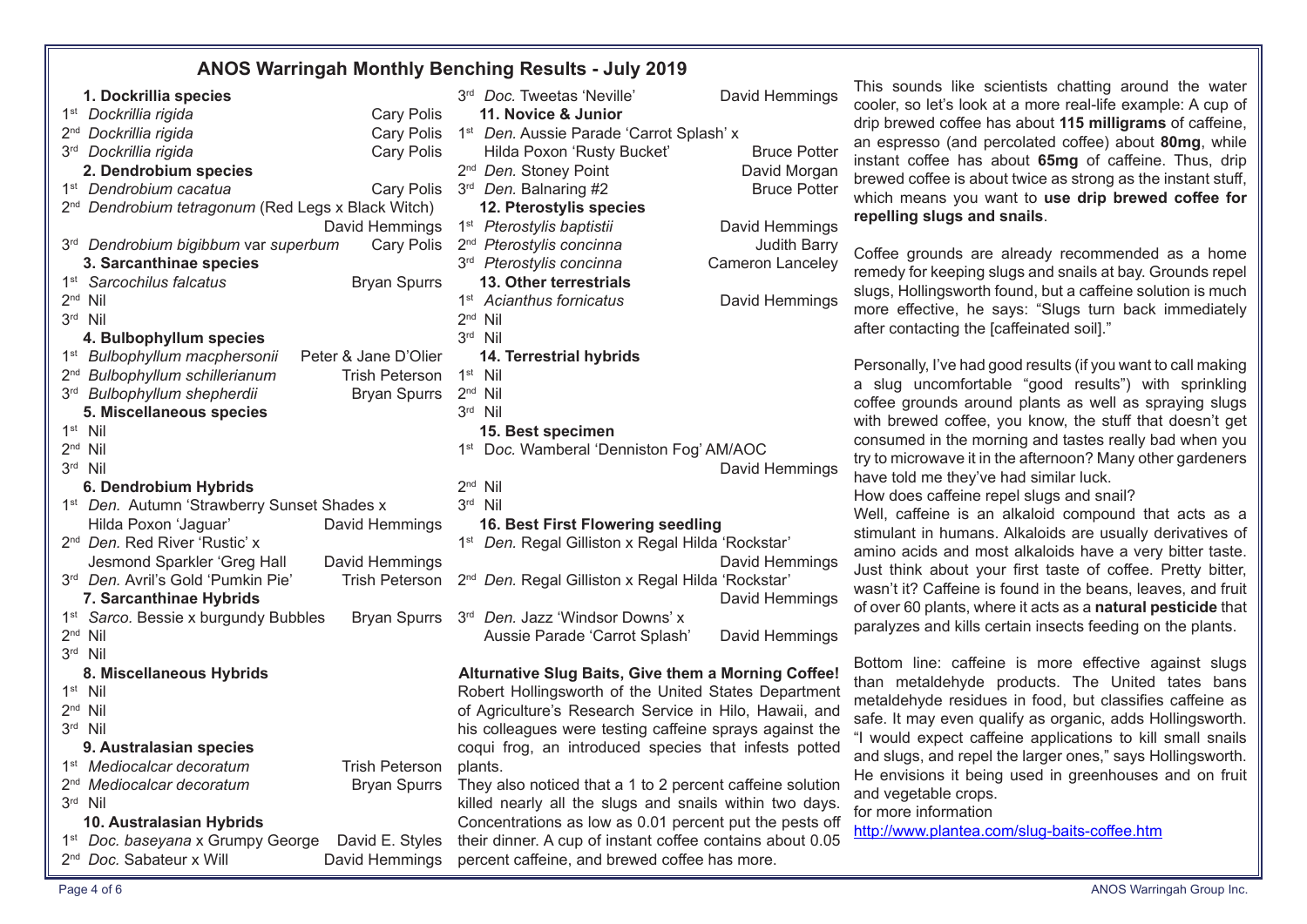# ANOS Warringah Monthly Benching Results - July 2019

### 1. Dockrillia species

1st *Dockrillia rigida* — Cary Polis
2nd *Dockrillia rigida* — Cary Polis
3rd *Dockrillia rigida* — Cary Polis

### 2. Dendrobium species

1st *Dendrobium cacatua* — Cary Polis
2nd *Dendrobium tetragonum* (Red Legs x Black Witch) — David Hemmings
3rd *Dendrobium bigibbum* var *superbum* — Cary Polis

### 3. Sarcanthinae species

1st *Sarcochilus falcatus* — Bryan Spurrs
2nd Nil
3rd Nil

### 4. Bulbophyllum species

1st *Bulbophyllum macphersonii* — Peter & Jane D'Olier
2nd *Bulbophyllum schillerianum* — Trish Peterson
3rd *Bulbophyllum shepherdii* — Bryan Spurrs

### 5. Miscellaneous species

1st Nil
2nd Nil
3rd Nil

### 6. Dendrobium Hybrids

1st *Den.* Autumn 'Strawberry Sunset Shades x Hilda Poxon 'Jaguar' — David Hemmings
2nd *Den.* Red River 'Rustic' x Jesmond Sparkler 'Greg Hall — David Hemmings
3rd *Den.* Avril's Gold 'Pumkin Pie' — Trish Peterson

### 7. Sarcanthinae Hybrids

1st *Sarco.* Bessie x burgundy Bubbles — Bryan Spurrs
2nd Nil
3rd Nil

### 8. Miscellaneous Hybrids

1st Nil
2nd Nil
3rd Nil

### 9. Australasian species

1st *Mediocalcar decoratum* — Trish Peterson
2nd *Mediocalcar decoratum* — Bryan Spurrs
3rd Nil

### 10. Australasian Hybrids

1st *Doc. baseyana* x Grumpy George — David E. Styles
2nd *Doc.* Sabateur x Will — David Hemmings
3rd *Doc.* Tweetas 'Neville' — David Hemmings

### 11. Novice & Junior

1st *Den.* Aussie Parade 'Carrot Splash' x Hilda Poxon 'Rusty Bucket' — Bruce Potter
2nd *Den.* Stoney Point — David Morgan
3rd *Den.* Balnaring #2 — Bruce Potter

### 12. Pterostylis species

1st *Pterostylis baptistii* — David Hemmings
2nd *Pterostylis concinna* — Judith Barry
3rd *Pterostylis concinna* — Cameron Lanceley

### 13. Other terrestrials

1st *Acianthus fornicatus* — David Hemmings
2nd Nil
3rd Nil

### 14. Terrestrial hybrids

1st Nil
2nd Nil
3rd Nil

### 15. Best specimen

1st *Doc.* Wamberal 'Denniston Fog' AM/AOC — David Hemmings
2nd Nil
3rd Nil

### 16. Best First Flowering seedling

1st *Den.* Regal Gilliston x Regal Hilda 'Rockstar' — David Hemmings
2nd *Den.* Regal Gilliston x Regal Hilda 'Rockstar' — David Hemmings
3rd *Den.* Jazz 'Windsor Downs' x Aussie Parade 'Carrot Splash' — David Hemmings

## Alturnative Slug Baits, Give them a Morning Coffee!

Robert Hollingsworth of the United States Department of Agriculture's Research Service in Hilo, Hawaii, and his colleagues were testing caffeine sprays against the coqui frog, an introduced species that infests potted plants.

They also noticed that a 1 to 2 percent caffeine solution killed nearly all the slugs and snails within two days. Concentrations as low as 0.01 percent put the pests off their dinner. A cup of instant coffee contains about 0.05 percent caffeine, and brewed coffee has more.

This sounds like scientists chatting around the water cooler, so let's look at a more real-life example: A cup of drip brewed coffee has about **115 milligrams** of caffeine, an espresso (and percolated coffee) about **80mg**, while instant coffee has about **65mg** of caffeine. Thus, drip brewed coffee is about twice as strong as the instant stuff, which means you want to **use drip brewed coffee for repelling slugs and snails**.

Coffee grounds are already recommended as a home remedy for keeping slugs and snails at bay. Grounds repel slugs, Hollingsworth found, but a caffeine solution is much more effective, he says: "Slugs turn back immediately after contacting the [caffeinated soil]."

Personally, I've had good results (if you want to call making a slug uncomfortable "good results") with sprinkling coffee grounds around plants as well as spraying slugs with brewed coffee, you know, the stuff that doesn't get consumed in the morning and tastes really bad when you try to microwave it in the afternoon? Many other gardeners have told me they've had similar luck.

How does caffeine repel slugs and snail?

Well, caffeine is an alkaloid compound that acts as a stimulant in humans. Alkaloids are usually derivatives of amino acids and most alkaloids have a very bitter taste. Just think about your first taste of coffee. Pretty bitter, wasn't it? Caffeine is found in the beans, leaves, and fruit of over 60 plants, where it acts as a **natural pesticide** that paralyzes and kills certain insects feeding on the plants.

Bottom line: caffeine is more effective against slugs than metaldehyde products. The United tates bans metaldehyde residues in food, but classifies caffeine as safe. It may even qualify as organic, adds Hollingsworth. "I would expect caffeine applications to kill small snails and slugs, and repel the larger ones," says Hollingsworth. He envisions it being used in greenhouses and on fruit and vegetable crops.

for more information

http://www.plantea.com/slug-baits-coffee.htm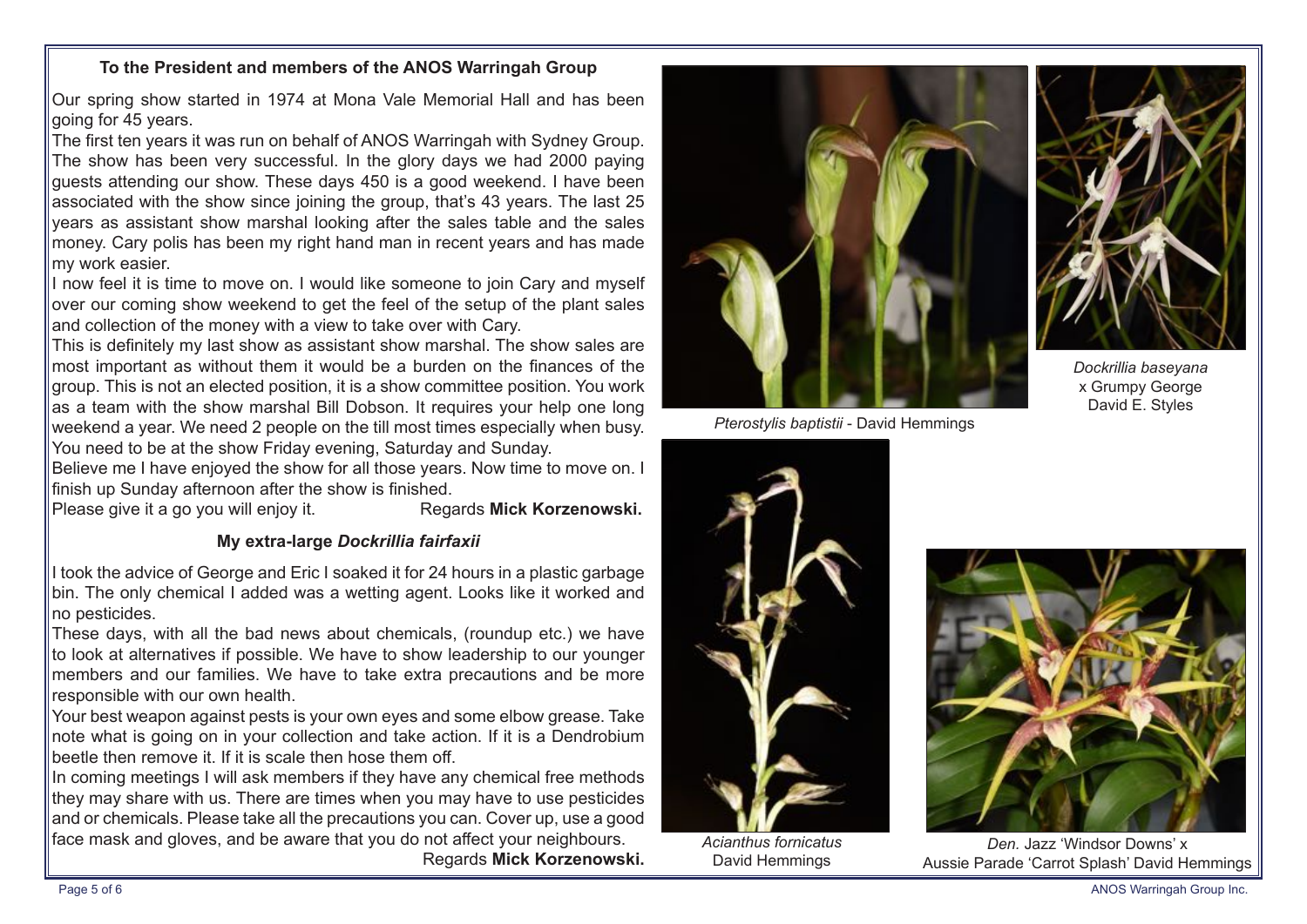### To the President and members of the ANOS Warringah Group

Our spring show started in 1974 at Mona Vale Memorial Hall and has been going for 45 years.

The first ten years it was run on behalf of ANOS Warringah with Sydney Group. The show has been very successful. In the glory days we had 2000 paying guests attending our show. These days 450 is a good weekend. I have been associated with the show since joining the group, that's 43 years. The last 25 years as assistant show marshal looking after the sales table and the sales money. Cary polis has been my right hand man in recent years and has made my work easier.

I now feel it is time to move on. I would like someone to join Cary and myself over our coming show weekend to get the feel of the setup of the plant sales and collection of the money with a view to take over with Cary.

This is definitely my last show as assistant show marshal. The show sales are most important as without them it would be a burden on the finances of the group. This is not an elected position, it is a show committee position. You work as a team with the show marshal Bill Dobson. It requires your help one long weekend a year. We need 2 people on the till most times especially when busy. You need to be at the show Friday evening, Saturday and Sunday.

Believe me I have enjoyed the show for all those years. Now time to move on. I finish up Sunday afternoon after the show is finished.

Please give it a go you will enjoy it. Regards **Mick Korzenowski.**

### My extra-large *Dockrillia fairfaxii*

I took the advice of George and Eric I soaked it for 24 hours in a plastic garbage bin. The only chemical I added was a wetting agent. Looks like it worked and no pesticides.

These days, with all the bad news about chemicals, (roundup etc.) we have to look at alternatives if possible. We have to show leadership to our younger members and our families. We have to take extra precautions and be more responsible with our own health.

Your best weapon against pests is your own eyes and some elbow grease. Take note what is going on in your collection and take action. If it is a Dendrobium beetle then remove it. If it is scale then hose them off.

In coming meetings I will ask members if they have any chemical free methods they may share with us. There are times when you may have to use pesticides and or chemicals. Please take all the precautions you can. Cover up, use a good face mask and gloves, and be aware that you do not affect your neighbours.

Regards **Mick Korzenowski.**

*Pterostylis baptistii* - David Hemmings

*Dockrillia baseyana* x Grumpy George David E. Styles

*Acianthus fornicatus* David Hemmings

*Den.* Jazz 'Windsor Downs' x Aussie Parade 'Carrot Splash' David Hemmings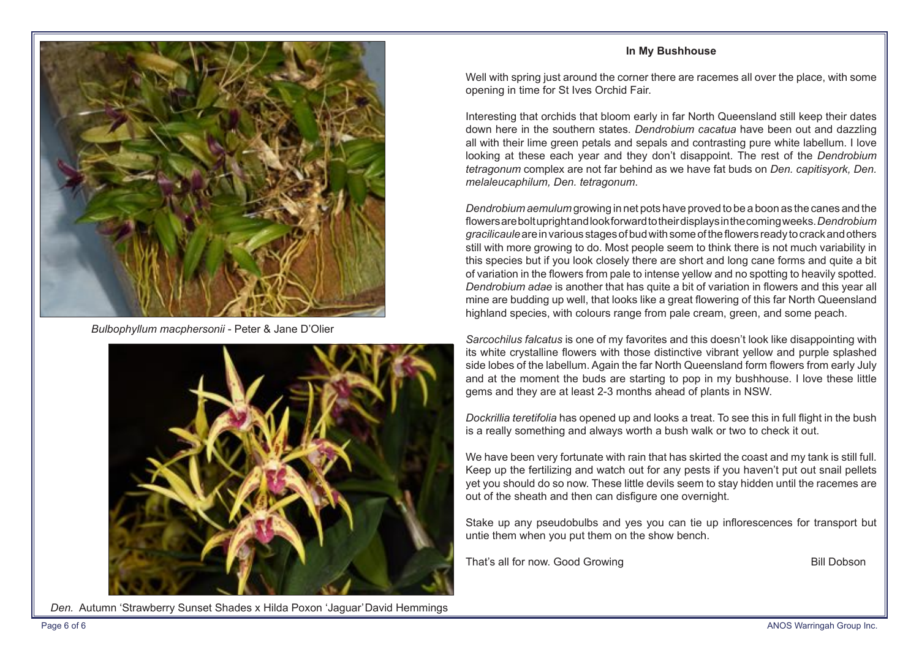*Bulbophyllum macphersonii* - Peter & Jane D'Olier

*Den.* Autumn 'Strawberry Sunset Shades x Hilda Poxon 'Jaguar' David Hemmings

## In My Bushhouse

Well with spring just around the corner there are racemes all over the place, with some opening in time for St Ives Orchid Fair.

Interesting that orchids that bloom early in far North Queensland still keep their dates down here in the southern states. *Dendrobium cacatua* have been out and dazzling all with their lime green petals and sepals and contrasting pure white labellum. I love looking at these each year and they don't disappoint. The rest of the *Dendrobium tetragonum* complex are not far behind as we have fat buds on *Den. capitisyork, Den. melaleucaphilum, Den. tetragonum*.

*Dendrobium aemulum* growing in net pots have proved to be a boon as the canes and the flowers are bolt upright and look forward to their displays in the coming weeks. *Dendrobium gracilicaule* are in various stages of bud with some of the flowers ready to crack and others still with more growing to do. Most people seem to think there is not much variability in this species but if you look closely there are short and long cane forms and quite a bit of variation in the flowers from pale to intense yellow and no spotting to heavily spotted. *Dendrobium adae* is another that has quite a bit of variation in flowers and this year all mine are budding up well, that looks like a great flowering of this far North Queensland highland species, with colours range from pale cream, green, and some peach.

*Sarcochilus falcatus* is one of my favorites and this doesn't look like disappointing with its white crystalline flowers with those distinctive vibrant yellow and purple splashed side lobes of the labellum. Again the far North Queensland form flowers from early July and at the moment the buds are starting to pop in my bushhouse. I love these little gems and they are at least 2-3 months ahead of plants in NSW.

*Dockrillia teretifolia* has opened up and looks a treat. To see this in full flight in the bush is a really something and always worth a bush walk or two to check it out.

We have been very fortunate with rain that has skirted the coast and my tank is still full. Keep up the fertilizing and watch out for any pests if you haven't put out snail pellets yet you should do so now. These little devils seem to stay hidden until the racemes are out of the sheath and then can disfigure one overnight.

Stake up any pseudobulbs and yes you can tie up inflorescences for transport but untie them when you put them on the show bench.

That's all for now. Good Growing

Bill Dobson